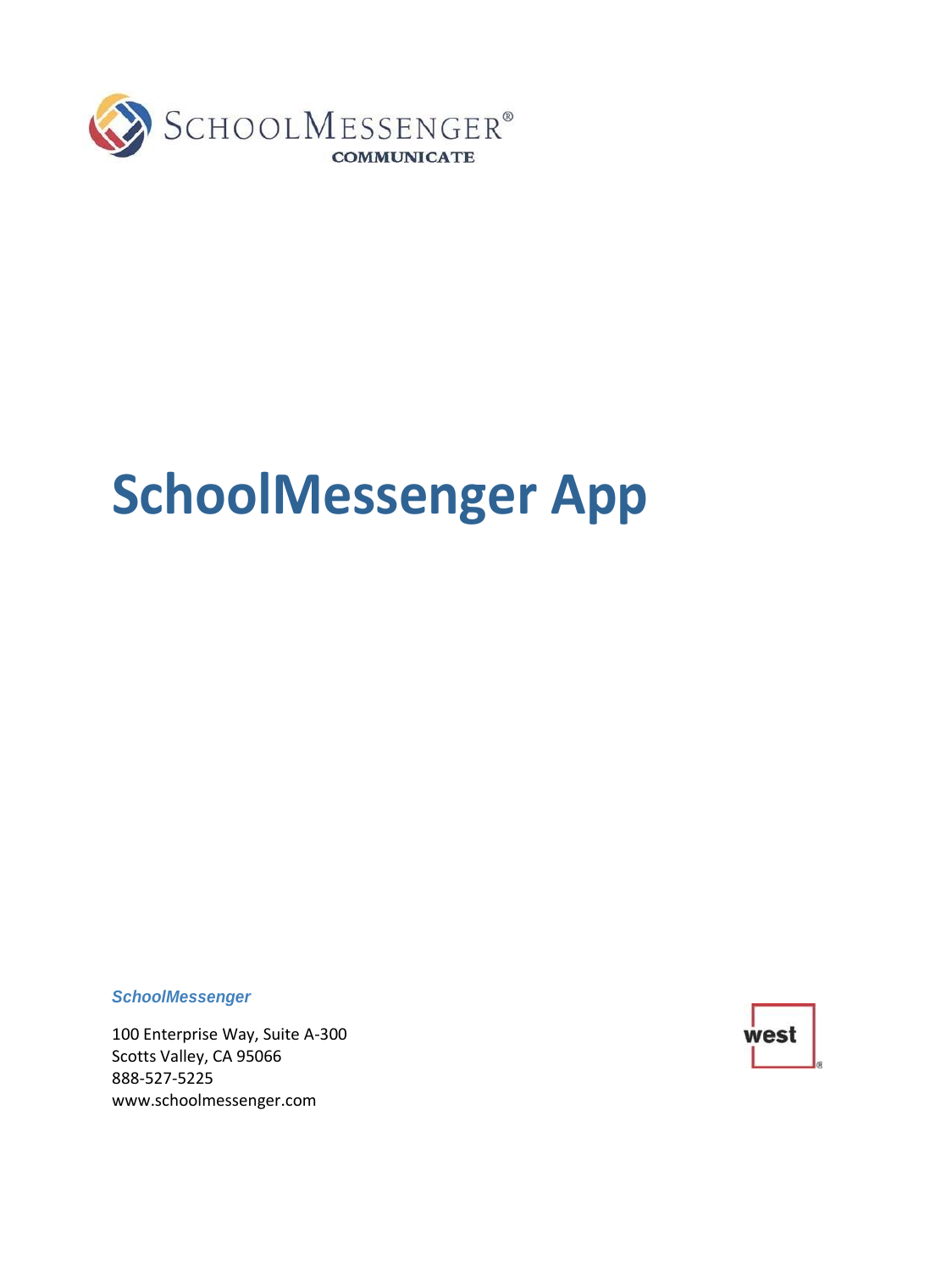SchoolMessenger®
COMMUNICATE

# SchoolMessenger App

***SchoolMessenger***

100 Enterprise Way, Suite A-300
Scotts Valley, CA 95066
888-527-5225
www.schoolmessenger.com

west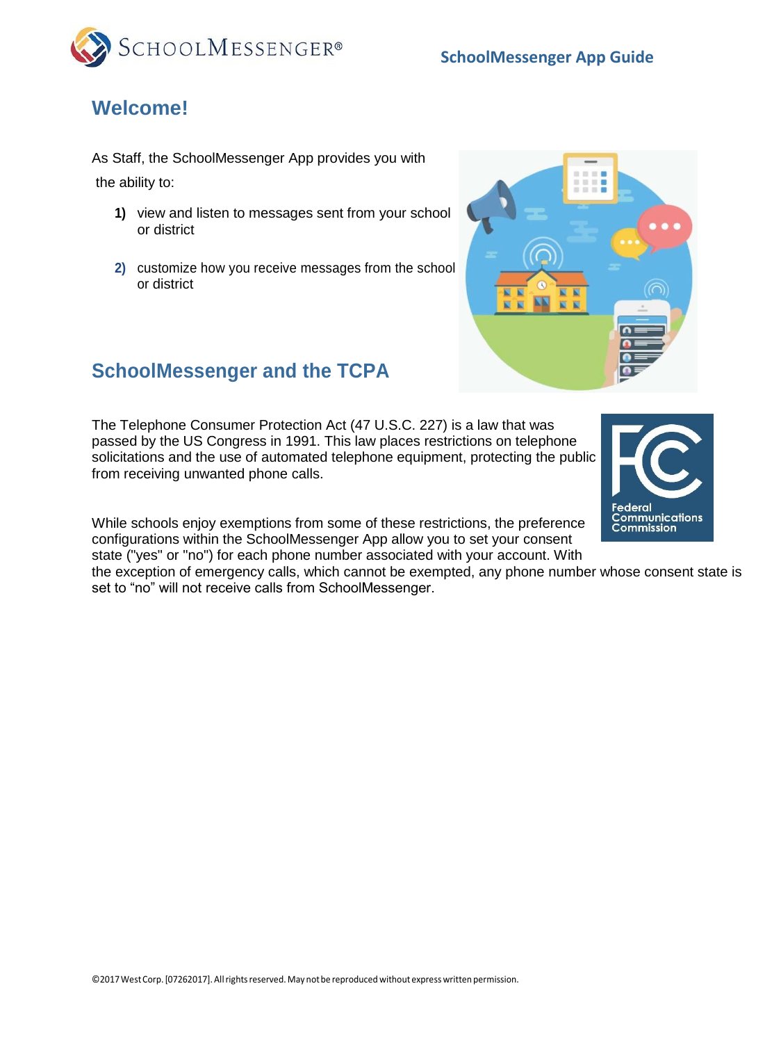## Welcome!

As Staff, the SchoolMessenger App provides you with the ability to:

1) view and listen to messages sent from your school or district

2) customize how you receive messages from the school or district

## SchoolMessenger and the TCPA

The Telephone Consumer Protection Act (47 U.S.C. 227) is a law that was passed by the US Congress in 1991. This law places restrictions on telephone solicitations and the use of automated telephone equipment, protecting the public from receiving unwanted phone calls.

While schools enjoy exemptions from some of these restrictions, the preference configurations within the SchoolMessenger App allow you to set your consent state ("yes" or "no") for each phone number associated with your account. With the exception of emergency calls, which cannot be exempted, any phone number whose consent state is set to "no" will not receive calls from SchoolMessenger.

©2017 West Corp. [07262017]. All rights reserved. May not be reproduced without express written permission.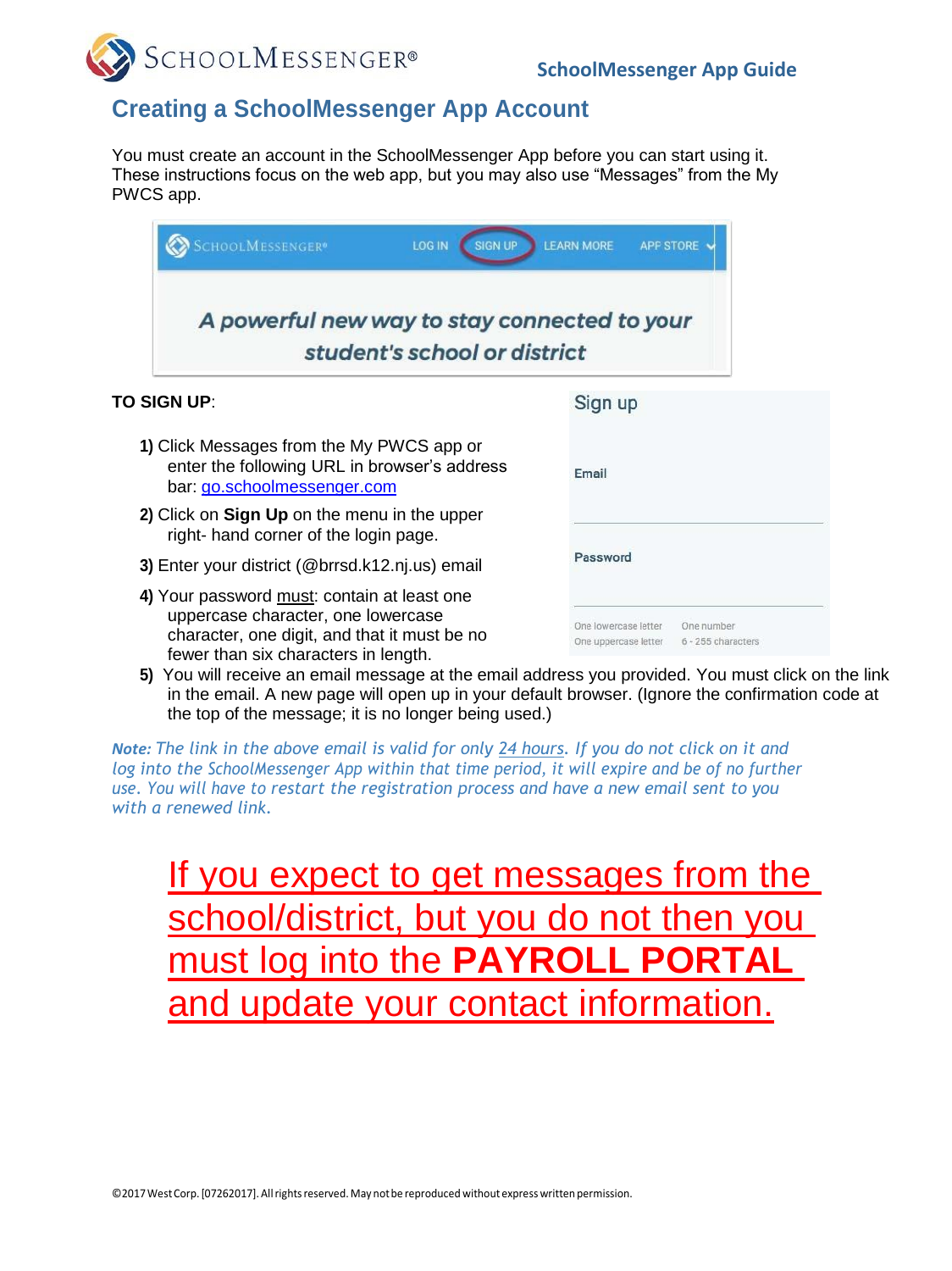# Creating a SchoolMessenger App Account

You must create an account in the SchoolMessenger App before you can start using it. These instructions focus on the web app, but you may also use "Messages" from the My PWCS app.

**TO SIGN UP**:

1) Click Messages from the My PWCS app or enter the following URL in browser's address bar: go.schoolmessenger.com
2) Click on **Sign Up** on the menu in the upper right- hand corner of the login page.
3) Enter your district (@brrsd.k12.nj.us) email
4) Your password must: contain at least one uppercase character, one lowercase character, one digit, and that it must be no fewer than six characters in length.
5) You will receive an email message at the email address you provided. You must click on the link in the email. A new page will open up in your default browser. (Ignore the confirmation code at the top of the message; it is no longer being used.)

***Note:*** *The link in the above email is valid for only 24 hours. If you do not click on it and log into the SchoolMessenger App within that time period, it will expire and be of no further use. You will have to restart the registration process and have a new email sent to you with a renewed link.*

If you expect to get messages from the school/district, but you do not then you must log into the **PAYROLL PORTAL** and update your contact information.

©2017 West Corp. [07262017]. All rights reserved. May not be reproduced without express written permission.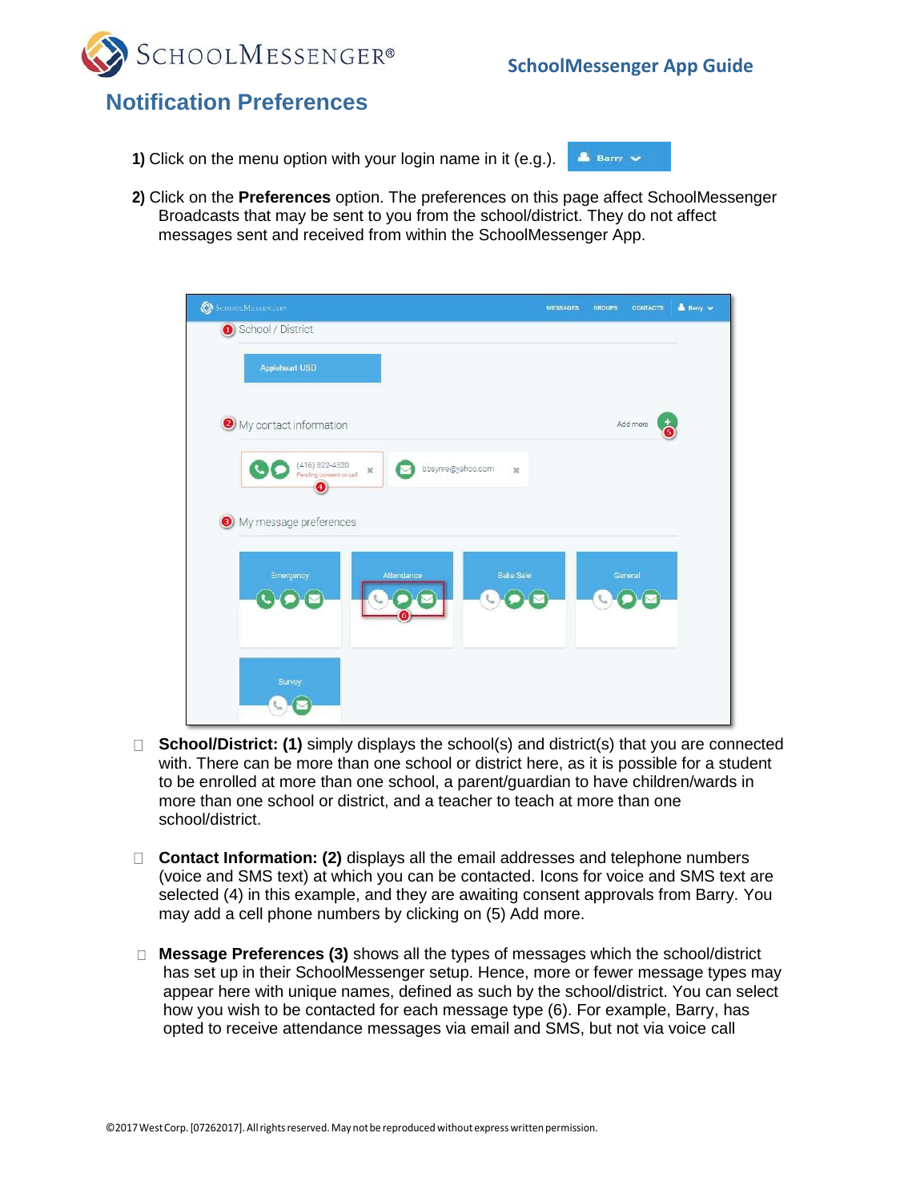# Notification Preferences

**1)** Click on the menu option with your login name in it (e.g.). Barry

**2)** Click on the **Preferences** option. The preferences on this page affect SchoolMessenger Broadcasts that may be sent to you from the school/district. They do not affect messages sent and received from within the SchoolMessenger App.

- **School/District: (1)** simply displays the school(s) and district(s) that you are connected with. There can be more than one school or district here, as it is possible for a student to be enrolled at more than one school, a parent/guardian to have children/wards in more than one school or district, and a teacher to teach at more than one school/district.

- **Contact Information: (2)** displays all the email addresses and telephone numbers (voice and SMS text) at which you can be contacted. Icons for voice and SMS text are selected (4) in this example, and they are awaiting consent approvals from Barry. You may add a cell phone numbers by clicking on (5) Add more.

- **Message Preferences (3)** shows all the types of messages which the school/district has set up in their SchoolMessenger setup. Hence, more or fewer message types may appear here with unique names, defined as such by the school/district. You can select how you wish to be contacted for each message type (6). For example, Barry, has opted to receive attendance messages via email and SMS, but not via voice call

©2017 West Corp. [07262017]. All rights reserved. May not be reproduced without express written permission.